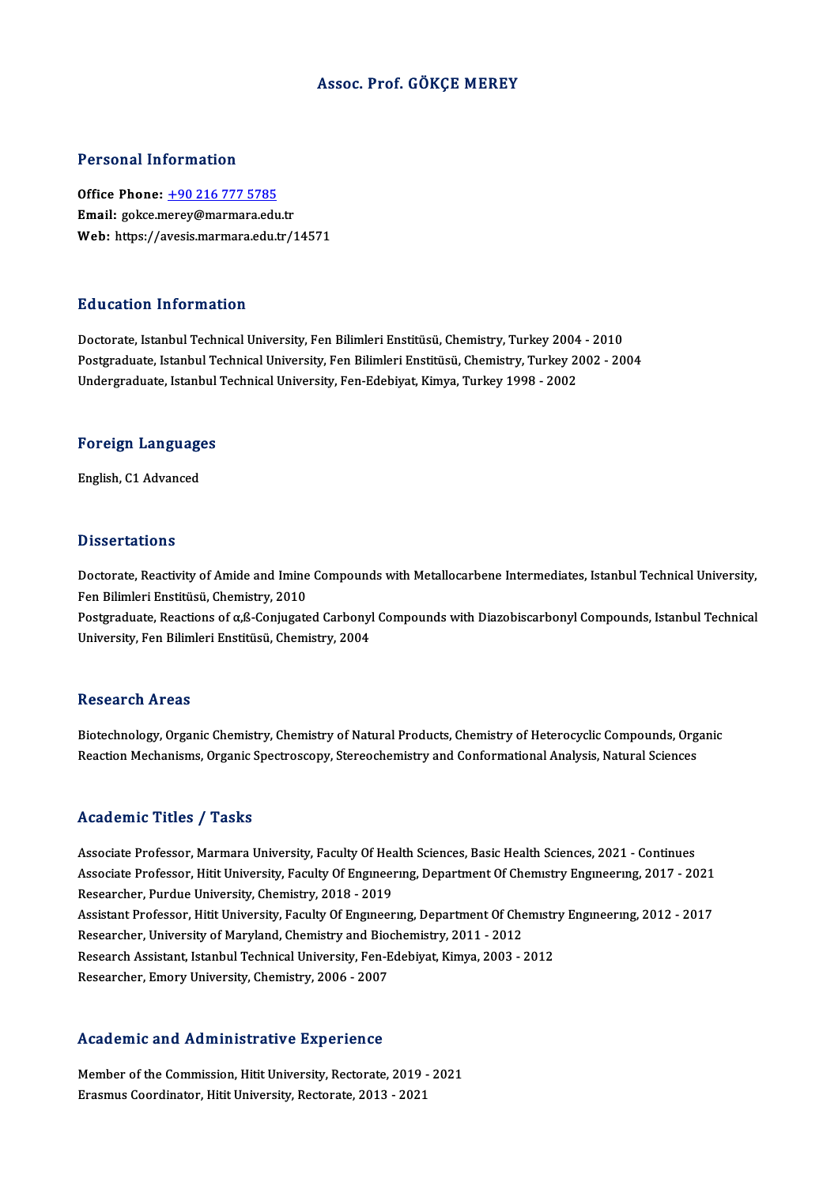# Assoc. Prof. GÖKÇE MEREY

## Personal Information

**Office Phone:** +90 216 777 5785
**Email:** gokce.merey@marmara.edu.tr
**Web:** https://avesis.marmara.edu.tr/14571

## Education Information

Doctorate, Istanbul Technical University, Fen Bilimleri Enstitüsü, Chemistry, Turkey 2004 - 2010
Postgraduate, Istanbul Technical University, Fen Bilimleri Enstitüsü, Chemistry, Turkey 2002 - 2004
Undergraduate, Istanbul Technical University, Fen-Edebiyat, Kimya, Turkey 1998 - 2002

## Foreign Languages

English, C1 Advanced

## Dissertations

Doctorate, Reactivity of Amide and Imine Compounds with Metallocarbene Intermediates, Istanbul Technical University, Fen Bilimleri Enstitüsü, Chemistry, 2010
Postgraduate, Reactions of α,ß-Conjugated Carbonyl Compounds with Diazobiscarbonyl Compounds, Istanbul Technical University, Fen Bilimleri Enstitüsü, Chemistry, 2004

## Research Areas

Biotechnology, Organic Chemistry, Chemistry of Natural Products, Chemistry of Heterocyclic Compounds, Organic Reaction Mechanisms, Organic Spectroscopy, Stereochemistry and Conformational Analysis, Natural Sciences

## Academic Titles / Tasks

Associate Professor, Marmara University, Faculty Of Health Sciences, Basic Health Sciences, 2021 - Continues
Associate Professor, Hitit University, Faculty Of Engıneerıng, Department Of Chemıstry Engıneerıng, 2017 - 2021
Researcher, Purdue University, Chemistry, 2018 - 2019
Assistant Professor, Hitit University, Faculty Of Engıneerıng, Department Of Chemıstry Engıneerıng, 2012 - 2017
Researcher, University of Maryland, Chemistry and Biochemistry, 2011 - 2012
Research Assistant, Istanbul Technical University, Fen-Edebiyat, Kimya, 2003 - 2012
Researcher, Emory University, Chemistry, 2006 - 2007

## Academic and Administrative Experience

Member of the Commission, Hitit University, Rectorate, 2019 - 2021
Erasmus Coordinator, Hitit University, Rectorate, 2013 - 2021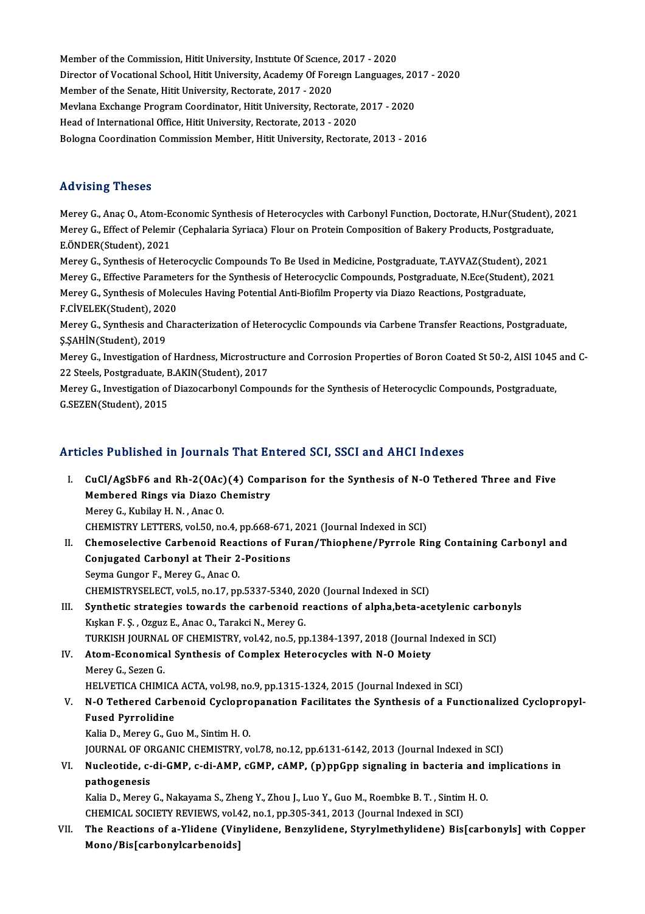Member of the Commission, Hitit University, Institute Of Science, 2017 - 2020
Director of Vocational School, Hitit University, Academy Of Foreign Languages, 2017 - 2020
Member of the Senate, Hitit University, Rectorate, 2017 - 2020
Mevlana Exchange Program Coordinator, Hitit University, Rectorate, 2017 - 2020
Head of International Office, Hitit University, Rectorate, 2013 - 2020
Bologna Coordination Commission Member, Hitit University, Rectorate, 2013 - 2016

## Advising Theses

Merey G., Anaç O., Atom-Economic Synthesis of Heterocycles with Carbonyl Function, Doctorate, H.Nur(Student), 2021
Merey G., Effect of Pelemir (Cephalaria Syriaca) Flour on Protein Composition of Bakery Products, Postgraduate, E.ÖNDER(Student), 2021
Merey G., Synthesis of Heterocyclic Compounds To Be Used in Medicine, Postgraduate, T.AYVAZ(Student), 2021
Merey G., Effective Parameters for the Synthesis of Heterocyclic Compounds, Postgraduate, N.Ece(Student), 2021
Merey G., Synthesis of Molecules Having Potential Anti-Biofilm Property via Diazo Reactions, Postgraduate, F.CİVELEK(Student), 2020
Merey G., Synthesis and Characterization of Heterocyclic Compounds via Carbene Transfer Reactions, Postgraduate, Ş.ŞAHİN(Student), 2019
Merey G., Investigation of Hardness, Microstructure and Corrosion Properties of Boron Coated St 50-2, AISI 1045 and C-22 Steels, Postgraduate, B.AKIN(Student), 2017
Merey G., Investigation of Diazocarbonyl Compounds for the Synthesis of Heterocyclic Compounds, Postgraduate, G.SEZEN(Student), 2015

## Articles Published in Journals That Entered SCI, SSCI and AHCI Indexes

I. **CuCl/AgSbF6 and Rh-2(OAc)(4) Comparison for the Synthesis of N-O Tethered Three and Five Membered Rings via Diazo Chemistry**
Merey G., Kubilay H. N. , Anac O.
CHEMISTRY LETTERS, vol.50, no.4, pp.668-671, 2021 (Journal Indexed in SCI)

II. **Chemoselective Carbenoid Reactions of Furan/Thiophene/Pyrrole Ring Containing Carbonyl and Conjugated Carbonyl at Their 2-Positions**
Seyma Gungor F., Merey G., Anac O.
CHEMISTRYSELECT, vol.5, no.17, pp.5337-5340, 2020 (Journal Indexed in SCI)

III. **Synthetic strategies towards the carbenoid reactions of alpha,beta-acetylenic carbonyls**
Kışkan F. Ş. , Ozguz E., Anac O., Tarakci N., Merey G.
TURKISH JOURNAL OF CHEMISTRY, vol.42, no.5, pp.1384-1397, 2018 (Journal Indexed in SCI)

IV. **Atom-Economical Synthesis of Complex Heterocycles with N-O Moiety**
Merey G., Sezen G.
HELVETICA CHIMICA ACTA, vol.98, no.9, pp.1315-1324, 2015 (Journal Indexed in SCI)

V. **N-O Tethered Carbenoid Cyclopropanation Facilitates the Synthesis of a Functionalized Cyclopropyl-Fused Pyrrolidine**
Kalia D., Merey G., Guo M., Sintim H. O.
JOURNAL OF ORGANIC CHEMISTRY, vol.78, no.12, pp.6131-6142, 2013 (Journal Indexed in SCI)

VI. **Nucleotide, c-di-GMP, c-di-AMP, cGMP, cAMP, (p)ppGpp signaling in bacteria and implications in pathogenesis**
Kalia D., Merey G., Nakayama S., Zheng Y., Zhou J., Luo Y., Guo M., Roembke B. T. , Sintim H. O.
CHEMICAL SOCIETY REVIEWS, vol.42, no.1, pp.305-341, 2013 (Journal Indexed in SCI)

VII. **The Reactions of a-Ylidene (Vinylidene, Benzylidene, Styrylmethylidene) Bis[carbonyls] with Copper Mono/Bis[carbonylcarbenoids]**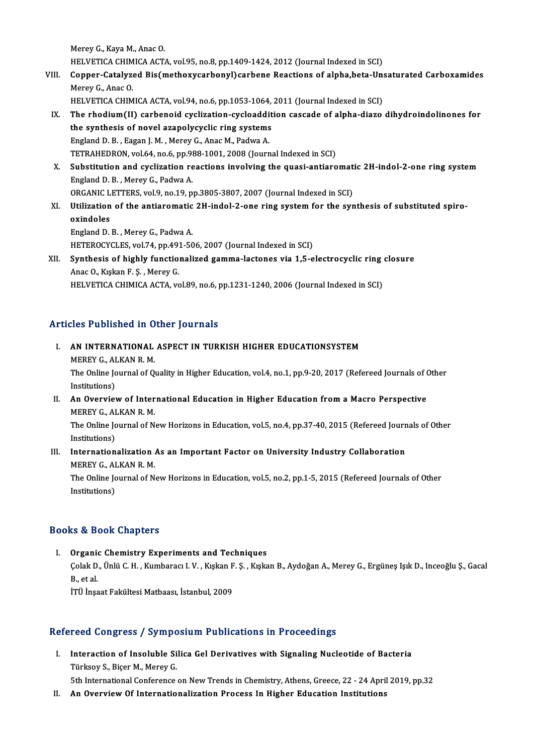Merey G., Kaya M., Anac O.
HELVETICA CHIMICA ACTA, vol.95, no.8, pp.1409-1424, 2012 (Journal Indexed in SCI)

VIII. **Copper-Catalyzed Bis(methoxycarbonyl)carbene Reactions of alpha,beta-Unsaturated Carboxamides**
Merey G., Anac O.
HELVETICA CHIMICA ACTA, vol.94, no.6, pp.1053-1064, 2011 (Journal Indexed in SCI)

IX. **The rhodium(II) carbenoid cyclization-cycloaddition cascade of alpha-diazo dihydroindolinones for the synthesis of novel azapolycyclic ring systems**
England D. B. , Eagan J. M. , Merey G., Anac M., Padwa A.
TETRAHEDRON, vol.64, no.6, pp.988-1001, 2008 (Journal Indexed in SCI)

X. **Substitution and cyclization reactions involving the quasi-antiaromatic 2H-indol-2-one ring system**
England D. B. , Merey G., Padwa A.
ORGANIC LETTERS, vol.9, no.19, pp.3805-3807, 2007 (Journal Indexed in SCI)

XI. **Utilization of the antiaromatic 2H-indol-2-one ring system for the synthesis of substituted spiro-oxindoles**
England D. B. , Merey G., Padwa A.
HETEROCYCLES, vol.74, pp.491-506, 2007 (Journal Indexed in SCI)

XII. **Synthesis of highly functionalized gamma-lactones via 1,5-electrocyclic ring closure**
Anac O., Kışkan F. Ş. , Merey G.
HELVETICA CHIMICA ACTA, vol.89, no.6, pp.1231-1240, 2006 (Journal Indexed in SCI)

## Articles Published in Other Journals

I. **AN INTERNATIONAL ASPECT IN TURKISH HIGHER EDUCATIONSYSTEM**
MEREY G., ALKAN R. M.
The Online Journal of Quality in Higher Education, vol.4, no.1, pp.9-20, 2017 (Refereed Journals of Other Institutions)

II. **An Overview of International Education in Higher Education from a Macro Perspective**
MEREY G., ALKAN R. M.
The Online Journal of New Horizons in Education, vol.5, no.4, pp.37-40, 2015 (Refereed Journals of Other Institutions)

III. **Internationalization As an Important Factor on University Industry Collaboration**
MEREY G., ALKAN R. M.
The Online Journal of New Horizons in Education, vol.5, no.2, pp.1-5, 2015 (Refereed Journals of Other Institutions)

## Books & Book Chapters

I. **Organic Chemistry Experiments and Techniques**
Çolak D., Ünlü C. H. , Kumbaracı I. V. , Kışkan F. Ş. , Kışkan B., Aydoğan A., Merey G., Ergüneş Işık D., Inceoğlu Ş., Gacal B., et al.
İTÜ İnşaat Fakültesi Matbaası, İstanbul, 2009

## Refereed Congress / Symposium Publications in Proceedings

I. **Interaction of Insoluble Silica Gel Derivatives with Signaling Nucleotide of Bacteria**
Türksoy S., Biçer M., Merey G.
5th International Conference on New Trends in Chemistry, Athens, Greece, 22 - 24 April 2019, pp.32

II. **An Overview Of Internationalization Process In Higher Education Institutions**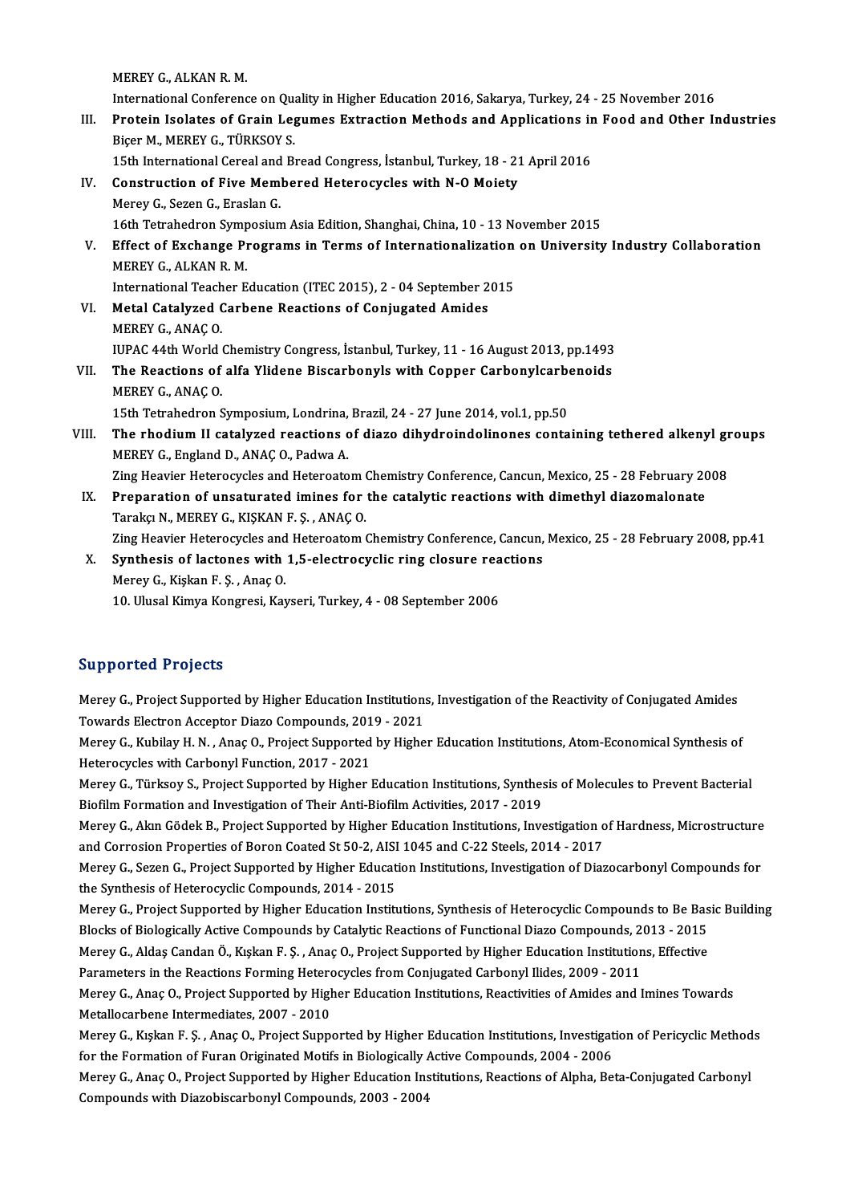MEREY G., ALKAN R. M.
International Conference on Quality in Higher Education 2016, Sakarya, Turkey, 24 - 25 November 2016

III. **Protein Isolates of Grain Legumes Extraction Methods and Applications in Food and Other Industries**
Biçer M., MEREY G., TÜRKSOY S.
15th International Cereal and Bread Congress, İstanbul, Turkey, 18 - 21 April 2016

IV. **Construction of Five Membered Heterocycles with N-O Moiety**
Merey G., Sezen G., Eraslan G.
16th Tetrahedron Symposium Asia Edition, Shanghai, China, 10 - 13 November 2015

V. **Effect of Exchange Programs in Terms of Internationalization on University Industry Collaboration**
MEREY G., ALKAN R. M.
International Teacher Education (ITEC 2015), 2 - 04 September 2015

VI. **Metal Catalyzed Carbene Reactions of Conjugated Amides**
MEREY G., ANAÇ O.
IUPAC 44th World Chemistry Congress, İstanbul, Turkey, 11 - 16 August 2013, pp.1493

VII. **The Reactions of alfa Ylidene Biscarbonyls with Copper Carbonylcarbenoids**
MEREY G., ANAÇ O.
15th Tetrahedron Symposium, Londrina, Brazil, 24 - 27 June 2014, vol.1, pp.50

VIII. **The rhodium II catalyzed reactions of diazo dihydroindolinones containing tethered alkenyl groups**
MEREY G., England D., ANAÇ O., Padwa A.
Zing Heavier Heterocycles and Heteroatom Chemistry Conference, Cancun, Mexico, 25 - 28 February 2008

IX. **Preparation of unsaturated imines for the catalytic reactions with dimethyl diazomalonate**
Tarakçı N., MEREY G., KIŞKAN F. Ş. , ANAÇ O.
Zing Heavier Heterocycles and Heteroatom Chemistry Conference, Cancun, Mexico, 25 - 28 February 2008, pp.41

X. **Synthesis of lactones with 1,5-electrocyclic ring closure reactions**
Merey G., Kişkan F. Ş. , Anaç O.
10. Ulusal Kimya Kongresi, Kayseri, Turkey, 4 - 08 September 2006

## Supported Projects

Merey G., Project Supported by Higher Education Institutions, Investigation of the Reactivity of Conjugated Amides Towards Electron Acceptor Diazo Compounds, 2019 - 2021

Merey G., Kubilay H. N. , Anaç O., Project Supported by Higher Education Institutions, Atom-Economical Synthesis of Heterocycles with Carbonyl Function, 2017 - 2021

Merey G., Türksoy S., Project Supported by Higher Education Institutions, Synthesis of Molecules to Prevent Bacterial Biofilm Formation and Investigation of Their Anti-Biofilm Activities, 2017 - 2019

Merey G., Akın Gödek B., Project Supported by Higher Education Institutions, Investigation of Hardness, Microstructure and Corrosion Properties of Boron Coated St 50-2, AISI 1045 and C-22 Steels, 2014 - 2017

Merey G., Sezen G., Project Supported by Higher Education Institutions, Investigation of Diazocarbonyl Compounds for the Synthesis of Heterocyclic Compounds, 2014 - 2015

Merey G., Project Supported by Higher Education Institutions, Synthesis of Heterocyclic Compounds to Be Basic Building Blocks of Biologically Active Compounds by Catalytic Reactions of Functional Diazo Compounds, 2013 - 2015

Merey G., Aldaş Candan Ö., Kışkan F. Ş. , Anaç O., Project Supported by Higher Education Institutions, Effective Parameters in the Reactions Forming Heterocycles from Conjugated Carbonyl Ilides, 2009 - 2011

Merey G., Anaç O., Project Supported by Higher Education Institutions, Reactivities of Amides and Imines Towards Metallocarbene Intermediates, 2007 - 2010

Merey G., Kışkan F. Ş. , Anaç O., Project Supported by Higher Education Institutions, Investigation of Pericyclic Methods for the Formation of Furan Originated Motifs in Biologically Active Compounds, 2004 - 2006

Merey G., Anaç O., Project Supported by Higher Education Institutions, Reactions of Alpha, Beta-Conjugated Carbonyl Compounds with Diazobiscarbonyl Compounds, 2003 - 2004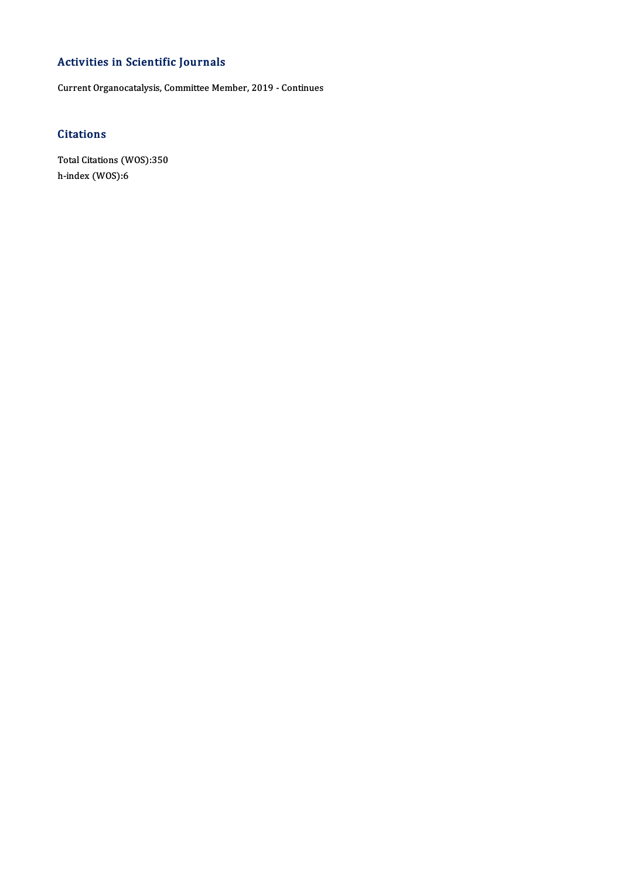## Activities in Scientific Journals

Current Organocatalysis, Committee Member, 2019 - Continues

## Citations

Total Citations (WOS):350
h-index (WOS):6